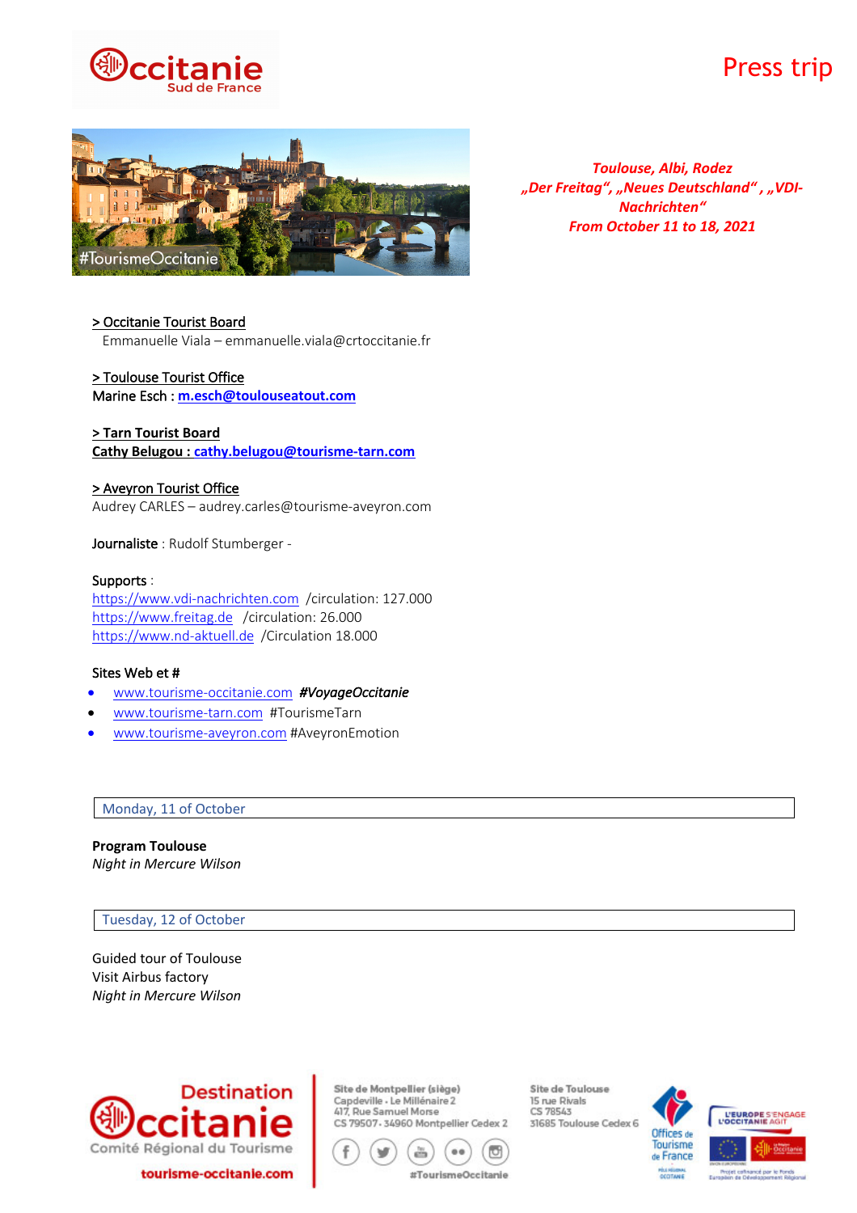# Press trip

***Toulouse, Albi, Rodez***
***„Der Freitag", „Neues Deutschland", „VDI-Nachrichten"***
***From October 11 to 18, 2021***

> Occitanie Tourist Board
Emmanuelle Viala – emmanuelle.viala@crtoccitanie.fr

> Toulouse Tourist Office
**Marine Esch : m.esch@toulouseatout.com**

> Tarn Tourist Board
**Cathy Belugou : cathy.belugou@tourisme-tarn.com**

> Aveyron Tourist Office
Audrey CARLES – audrey.carles@tourisme-aveyron.com

Journaliste : Rudolf Stumberger -

Supports :
https://www.vdi-nachrichten.com /circulation: 127.000
https://www.freitag.de /circulation: 26.000
https://www.nd-aktuell.de /Circulation 18.000

Sites Web et #

- www.tourisme-occitanie.com ***#VoyageOccitanie***
- www.tourisme-tarn.com #TourismeTarn
- www.tourisme-aveyron.com #AveyronEmotion

## Monday, 11 of October

**Program Toulouse**
*Night in Mercure Wilson*

## Tuesday, 12 of October

Guided tour of Toulouse
Visit Airbus factory
*Night in Mercure Wilson*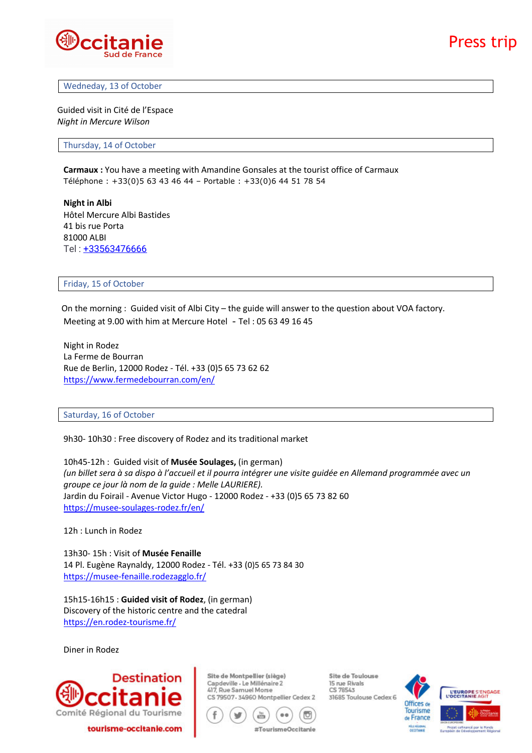## Wedneday, 13 of October

Guided visit in Cité de l'Espace
*Night in Mercure Wilson*

## Thursday, 14 of October

**Carmaux :** You have a meeting with Amandine Gonsales at the tourist office of Carmaux
Téléphone : +33(0)5 63 43 46 44 – Portable : +33(0)6 44 51 78 54

**Night in Albi**
Hôtel Mercure Albi Bastides
41 bis rue Porta
81000 ALBI
Tel : +33563476666

## Friday, 15 of October

On the morning : Guided visit of Albi City – the guide will answer to the question about VOA factory.
Meeting at 9.00 with him at Mercure Hotel - Tel : 05 63 49 16 45

Night in Rodez
La Ferme de Bourran
Rue de Berlin, 12000 Rodez - Tél. +33 (0)5 65 73 62 62
https://www.fermedebourran.com/en/

## Saturday, 16 of October

9h30- 10h30 : Free discovery of Rodez and its traditional market

10h45-12h : Guided visit of **Musée Soulages,** (in german)
*(un billet sera à sa dispo à l'accueil et il pourra intégrer une visite guidée en Allemand programmée avec un groupe ce jour là nom de la guide : Melle LAURIERE).*
Jardin du Foirail - Avenue Victor Hugo - 12000 Rodez - +33 (0)5 65 73 82 60
https://musee-soulages-rodez.fr/en/

12h : Lunch in Rodez

13h30- 15h : Visit of **Musée Fenaille**
14 Pl. Eugène Raynaldy, 12000 Rodez - Tél. +33 (0)5 65 73 84 30
https://musee-fenaille.rodezagglo.fr/

15h15-16h15 : **Guided visit of Rodez**, (in german)
Discovery of the historic centre and the catedral
https://en.rodez-tourisme.fr/

Diner in Rodez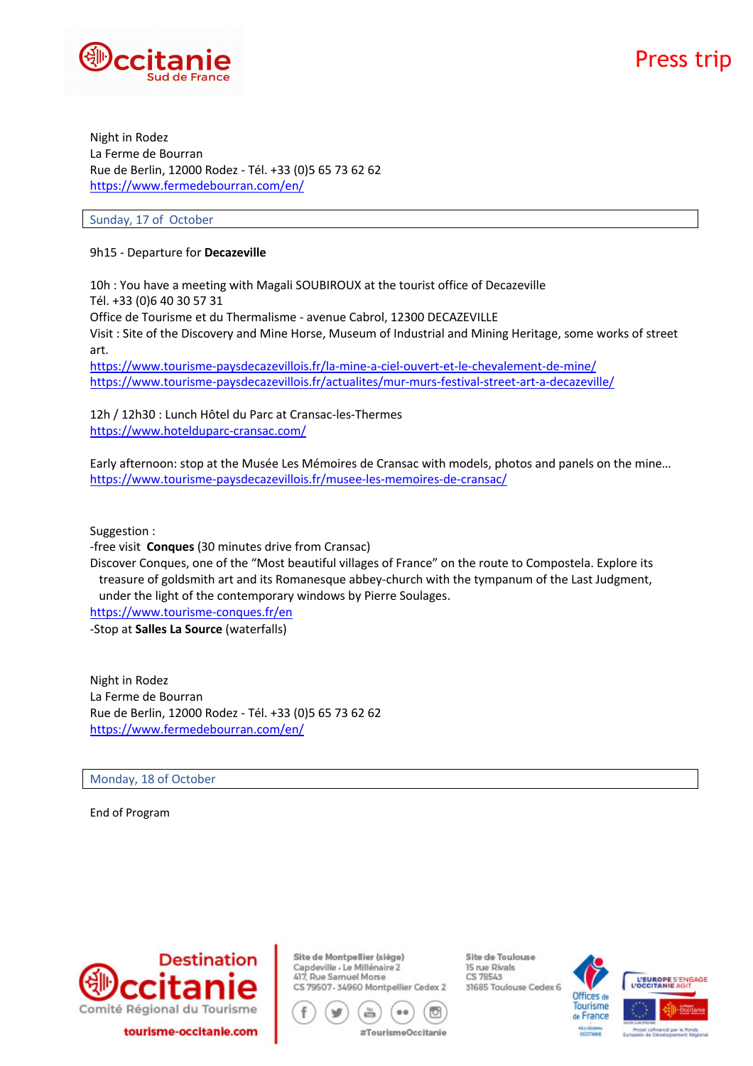Night in Rodez
La Ferme de Bourran
Rue de Berlin, 12000 Rodez - Tél. +33 (0)5 65 73 62 62
https://www.fermedebourran.com/en/

## Sunday, 17 of October

9h15 - Departure for **Decazeville**

10h : You have a meeting with Magali SOUBIROUX at the tourist office of Decazeville
Tél. +33 (0)6 40 30 57 31
Office de Tourisme et du Thermalisme - avenue Cabrol, 12300 DECAZEVILLE
Visit : Site of the Discovery and Mine Horse, Museum of Industrial and Mining Heritage, some works of street art.
https://www.tourisme-paysdecazevillois.fr/la-mine-a-ciel-ouvert-et-le-chevalement-de-mine/
https://www.tourisme-paysdecazevillois.fr/actualites/mur-murs-festival-street-art-a-decazeville/

12h / 12h30 : Lunch Hôtel du Parc at Cransac-les-Thermes
https://www.hotelduparc-cransac.com/

Early afternoon: stop at the Musée Les Mémoires de Cransac with models, photos and panels on the mine…
https://www.tourisme-paysdecazevillois.fr/musee-les-memoires-de-cransac/

Suggestion :
-free visit **Conques** (30 minutes drive from Cransac)
Discover Conques, one of the “Most beautiful villages of France” on the route to Compostela. Explore its treasure of goldsmith art and its Romanesque abbey-church with the tympanum of the Last Judgment, under the light of the contemporary windows by Pierre Soulages.
https://www.tourisme-conques.fr/en
-Stop at **Salles La Source** (waterfalls)

Night in Rodez
La Ferme de Bourran
Rue de Berlin, 12000 Rodez - Tél. +33 (0)5 65 73 62 62
https://www.fermedebourran.com/en/

## Monday, 18 of October

End of Program